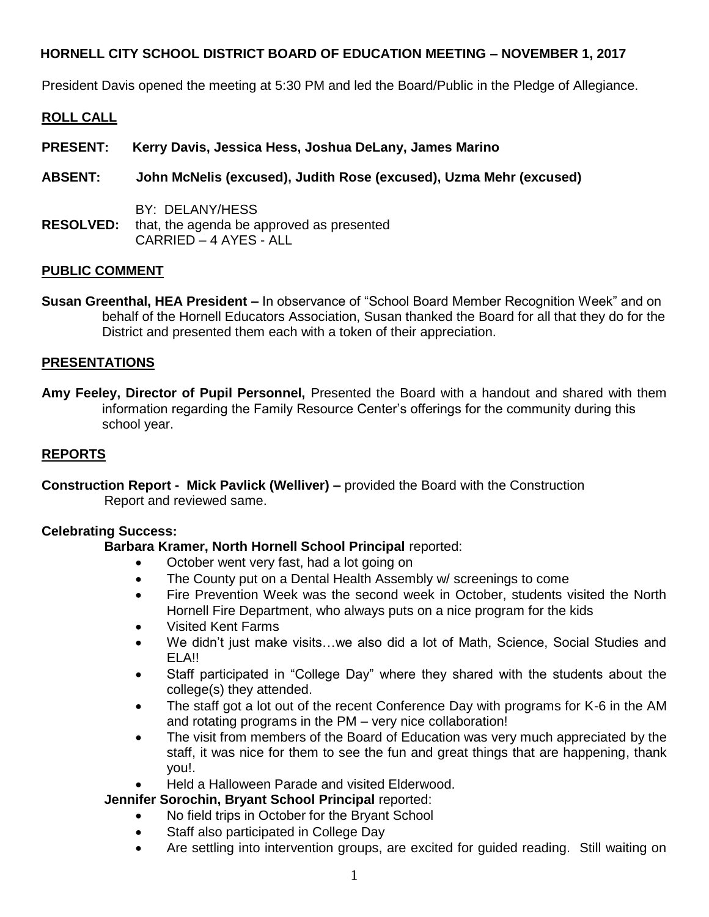## HORNELL CITY SCHOOL DISTRICT BOARD OF EDUCATION MEETING – NOVEMBER 1, 2017

President Davis opened the meeting at 5:30 PM and led the Board/Public in the Pledge of Allegiance.

**ROLL CALL**

**PRESENT: Kerry Davis, Jessica Hess, Joshua DeLany, James Marino**

**ABSENT: John McNelis (excused), Judith Rose (excused), Uzma Mehr (excused)**

BY: DELANY/HESS
**RESOLVED:** that, the agenda be approved as presented
CARRIED – 4 AYES - ALL

**PUBLIC COMMENT**

**Susan Greenthal, HEA President –** In observance of "School Board Member Recognition Week" and on behalf of the Hornell Educators Association, Susan thanked the Board for all that they do for the District and presented them each with a token of their appreciation.

**PRESENTATIONS**

**Amy Feeley, Director of Pupil Personnel,** Presented the Board with a handout and shared with them information regarding the Family Resource Center's offerings for the community during this school year.

**REPORTS**

**Construction Report - Mick Pavlick (Welliver) –** provided the Board with the Construction Report and reviewed same.

**Celebrating Success:**

**Barbara Kramer, North Hornell School Principal** reported:

- October went very fast, had a lot going on
- The County put on a Dental Health Assembly w/ screenings to come
- Fire Prevention Week was the second week in October, students visited the North Hornell Fire Department, who always puts on a nice program for the kids
- Visited Kent Farms
- We didn't just make visits…we also did a lot of Math, Science, Social Studies and ELA!!
- Staff participated in "College Day" where they shared with the students about the college(s) they attended.
- The staff got a lot out of the recent Conference Day with programs for K-6 in the AM and rotating programs in the PM – very nice collaboration!
- The visit from members of the Board of Education was very much appreciated by the staff, it was nice for them to see the fun and great things that are happening, thank you!.
- Held a Halloween Parade and visited Elderwood.

**Jennifer Sorochin, Bryant School Principal** reported:

- No field trips in October for the Bryant School
- Staff also participated in College Day
- Are settling into intervention groups, are excited for guided reading. Still waiting on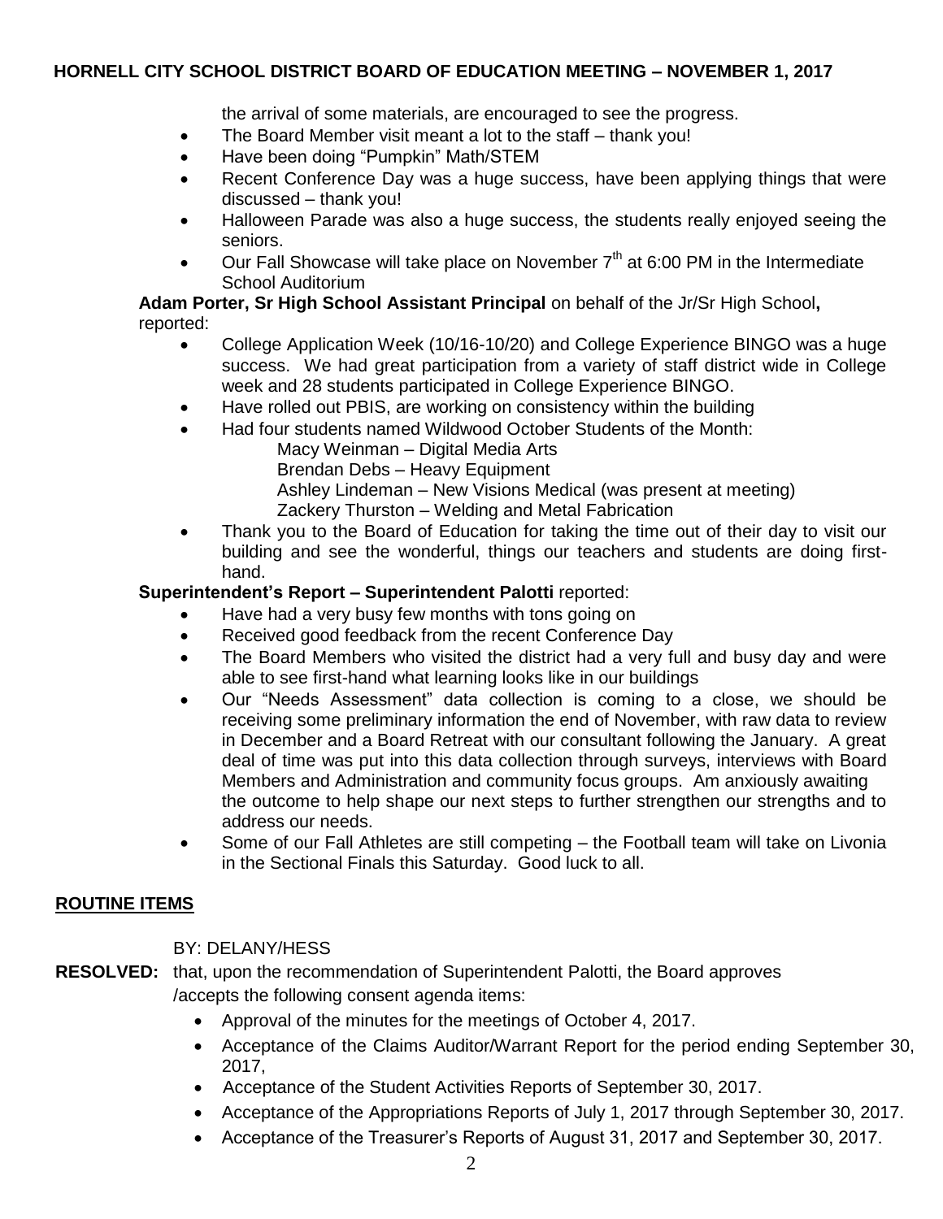the arrival of some materials, are encouraged to see the progress.

- The Board Member visit meant a lot to the staff – thank you!
- Have been doing "Pumpkin" Math/STEM
- Recent Conference Day was a huge success, have been applying things that were discussed – thank you!
- Halloween Parade was also a huge success, the students really enjoyed seeing the seniors.
- Our Fall Showcase will take place on November 7th at 6:00 PM in the Intermediate School Auditorium

**Adam Porter, Sr High School Assistant Principal** on behalf of the Jr/Sr High School**,** reported:

- College Application Week (10/16-10/20) and College Experience BINGO was a huge success. We had great participation from a variety of staff district wide in College week and 28 students participated in College Experience BINGO.
- Have rolled out PBIS, are working on consistency within the building
- Had four students named Wildwood October Students of the Month:
  - Macy Weinman – Digital Media Arts
  - Brendan Debs – Heavy Equipment
  - Ashley Lindeman – New Visions Medical (was present at meeting)
  - Zackery Thurston – Welding and Metal Fabrication
- Thank you to the Board of Education for taking the time out of their day to visit our building and see the wonderful, things our teachers and students are doing first-hand.

**Superintendent's Report – Superintendent Palotti** reported:

- Have had a very busy few months with tons going on
- Received good feedback from the recent Conference Day
- The Board Members who visited the district had a very full and busy day and were able to see first-hand what learning looks like in our buildings
- Our "Needs Assessment" data collection is coming to a close, we should be receiving some preliminary information the end of November, with raw data to review in December and a Board Retreat with our consultant following the January. A great deal of time was put into this data collection through surveys, interviews with Board Members and Administration and community focus groups. Am anxiously awaiting the outcome to help shape our next steps to further strengthen our strengths and to address our needs.
- Some of our Fall Athletes are still competing – the Football team will take on Livonia in the Sectional Finals this Saturday. Good luck to all.

## ROUTINE ITEMS

BY: DELANY/HESS

**RESOLVED:** that, upon the recommendation of Superintendent Palotti, the Board approves /accepts the following consent agenda items:

- Approval of the minutes for the meetings of October 4, 2017.
- Acceptance of the Claims Auditor/Warrant Report for the period ending September 30, 2017,
- Acceptance of the Student Activities Reports of September 30, 2017.
- Acceptance of the Appropriations Reports of July 1, 2017 through September 30, 2017.
- Acceptance of the Treasurer's Reports of August 31, 2017 and September 30, 2017.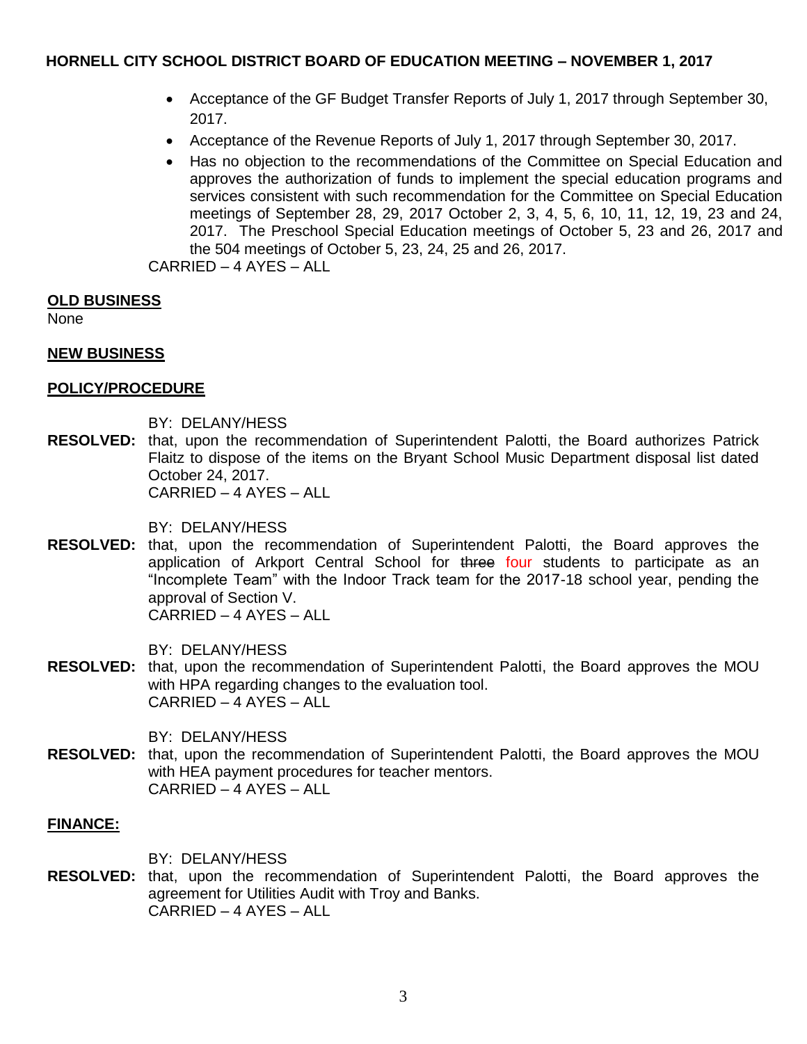- Acceptance of the GF Budget Transfer Reports of July 1, 2017 through September 30, 2017.
- Acceptance of the Revenue Reports of July 1, 2017 through September 30, 2017.
- Has no objection to the recommendations of the Committee on Special Education and approves the authorization of funds to implement the special education programs and services consistent with such recommendation for the Committee on Special Education meetings of September 28, 29, 2017 October 2, 3, 4, 5, 6, 10, 11, 12, 19, 23 and 24, 2017. The Preschool Special Education meetings of October 5, 23 and 26, 2017 and the 504 meetings of October 5, 23, 24, 25 and 26, 2017.

CARRIED – 4 AYES – ALL

**OLD BUSINESS**

None

**NEW BUSINESS**

**POLICY/PROCEDURE**

BY: DELANY/HESS

**RESOLVED:** that, upon the recommendation of Superintendent Palotti, the Board authorizes Patrick Flaitz to dispose of the items on the Bryant School Music Department disposal list dated October 24, 2017.

CARRIED – 4 AYES – ALL

BY: DELANY/HESS

**RESOLVED:** that, upon the recommendation of Superintendent Palotti, the Board approves the application of Arkport Central School for ~~three~~ four students to participate as an "Incomplete Team" with the Indoor Track team for the 2017-18 school year, pending the approval of Section V.

CARRIED – 4 AYES – ALL

BY: DELANY/HESS

**RESOLVED:** that, upon the recommendation of Superintendent Palotti, the Board approves the MOU with HPA regarding changes to the evaluation tool.

CARRIED – 4 AYES – ALL

BY: DELANY/HESS

**RESOLVED:** that, upon the recommendation of Superintendent Palotti, the Board approves the MOU with HEA payment procedures for teacher mentors.

CARRIED – 4 AYES – ALL

**FINANCE:**

BY: DELANY/HESS

**RESOLVED:** that, upon the recommendation of Superintendent Palotti, the Board approves the agreement for Utilities Audit with Troy and Banks.

CARRIED – 4 AYES – ALL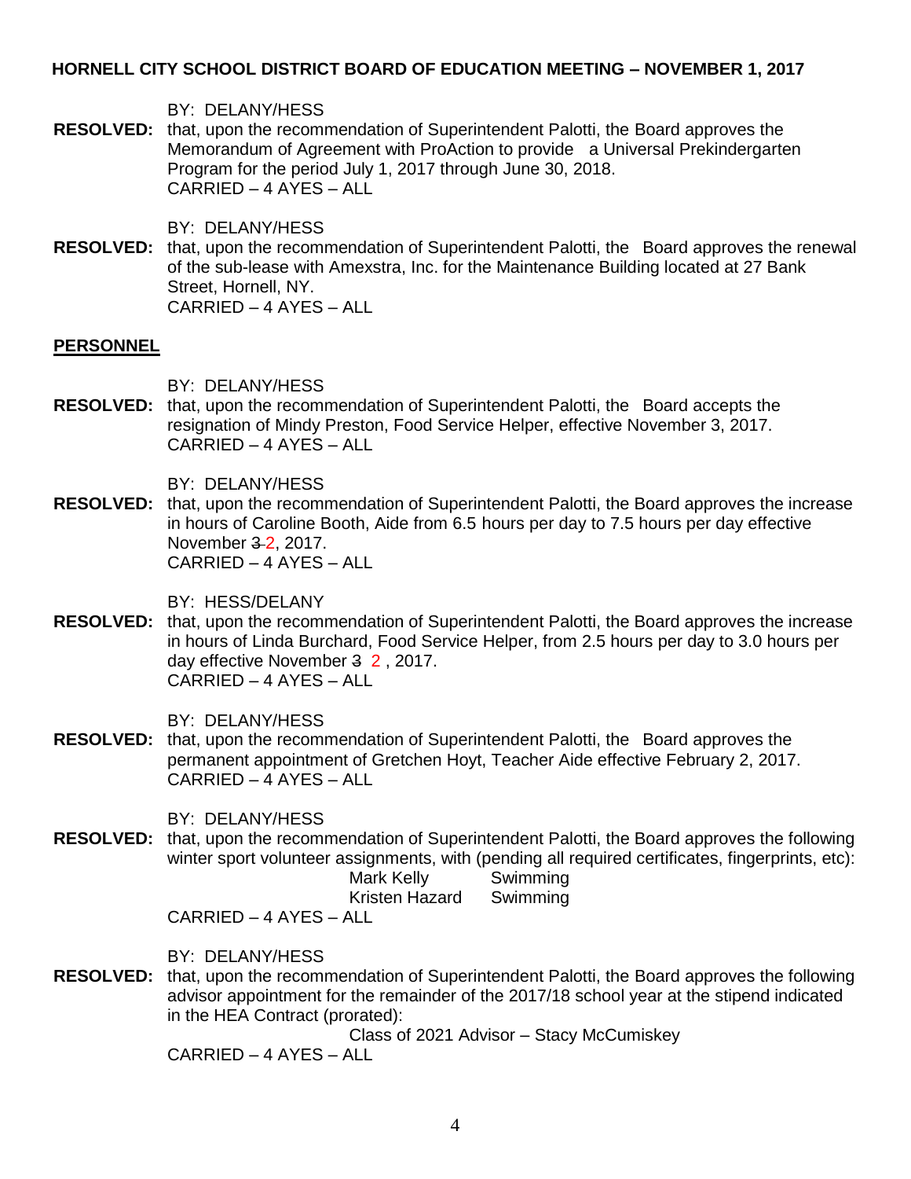# HORNELL CITY SCHOOL DISTRICT BOARD OF EDUCATION MEETING – NOVEMBER 1, 2017

BY: DELANY/HESS

**RESOLVED:** that, upon the recommendation of Superintendent Palotti, the Board approves the Memorandum of Agreement with ProAction to provide a Universal Prekindergarten Program for the period July 1, 2017 through June 30, 2018.
CARRIED – 4 AYES – ALL

BY: DELANY/HESS

**RESOLVED:** that, upon the recommendation of Superintendent Palotti, the Board approves the renewal of the sub-lease with Amexstra, Inc. for the Maintenance Building located at 27 Bank Street, Hornell, NY.
CARRIED – 4 AYES – ALL

## PERSONNEL

BY: DELANY/HESS

**RESOLVED:** that, upon the recommendation of Superintendent Palotti, the Board accepts the resignation of Mindy Preston, Food Service Helper, effective November 3, 2017.
CARRIED – 4 AYES – ALL

BY: DELANY/HESS

**RESOLVED:** that, upon the recommendation of Superintendent Palotti, the Board approves the increase in hours of Caroline Booth, Aide from 6.5 hours per day to 7.5 hours per day effective November ~~3~~ 2, 2017.
CARRIED – 4 AYES – ALL

BY: HESS/DELANY

**RESOLVED:** that, upon the recommendation of Superintendent Palotti, the Board approves the increase in hours of Linda Burchard, Food Service Helper, from 2.5 hours per day to 3.0 hours per day effective November ~~3~~ 2 , 2017.
CARRIED – 4 AYES – ALL

BY: DELANY/HESS

**RESOLVED:** that, upon the recommendation of Superintendent Palotti, the Board approves the permanent appointment of Gretchen Hoyt, Teacher Aide effective February 2, 2017.
CARRIED – 4 AYES – ALL

BY: DELANY/HESS

**RESOLVED:** that, upon the recommendation of Superintendent Palotti, the Board approves the following winter sport volunteer assignments, with (pending all required certificates, fingerprints, etc):

Mark Kelly Swimming
Kristen Hazard Swimming

CARRIED – 4 AYES – ALL

BY: DELANY/HESS

**RESOLVED:** that, upon the recommendation of Superintendent Palotti, the Board approves the following advisor appointment for the remainder of the 2017/18 school year at the stipend indicated in the HEA Contract (prorated):

Class of 2021 Advisor – Stacy McCumiskey

CARRIED – 4 AYES – ALL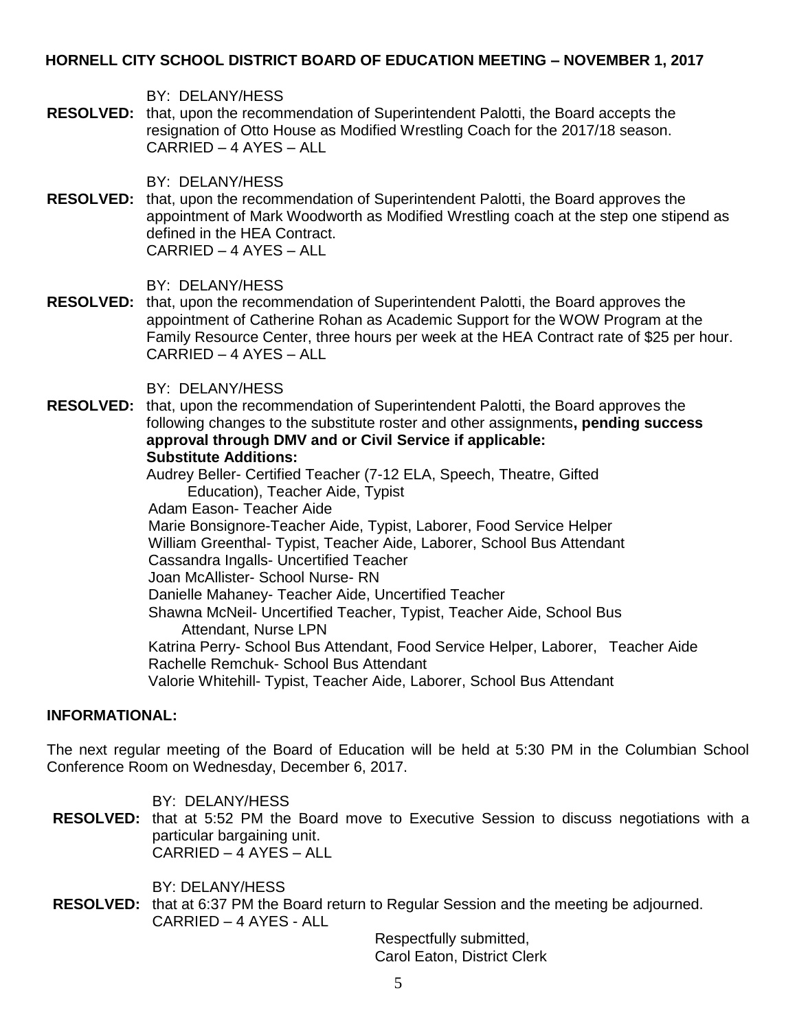BY: DELANY/HESS

**RESOLVED:** that, upon the recommendation of Superintendent Palotti, the Board accepts the resignation of Otto House as Modified Wrestling Coach for the 2017/18 season.
CARRIED – 4 AYES – ALL

BY: DELANY/HESS

**RESOLVED:** that, upon the recommendation of Superintendent Palotti, the Board approves the appointment of Mark Woodworth as Modified Wrestling coach at the step one stipend as defined in the HEA Contract.
CARRIED – 4 AYES – ALL

BY: DELANY/HESS

**RESOLVED:** that, upon the recommendation of Superintendent Palotti, the Board approves the appointment of Catherine Rohan as Academic Support for the WOW Program at the Family Resource Center, three hours per week at the HEA Contract rate of $25 per hour.
CARRIED – 4 AYES – ALL

BY: DELANY/HESS

**RESOLVED:** that, upon the recommendation of Superintendent Palotti, the Board approves the following changes to the substitute roster and other assignments**, pending success approval through DMV and or Civil Service if applicable:**

**Substitute Additions:**

Audrey Beller- Certified Teacher (7-12 ELA, Speech, Theatre, Gifted Education), Teacher Aide, Typist
Adam Eason- Teacher Aide
Marie Bonsignore-Teacher Aide, Typist, Laborer, Food Service Helper
William Greenthal- Typist, Teacher Aide, Laborer, School Bus Attendant
Cassandra Ingalls- Uncertified Teacher
Joan McAllister- School Nurse- RN
Danielle Mahaney- Teacher Aide, Uncertified Teacher
Shawna McNeil- Uncertified Teacher, Typist, Teacher Aide, School Bus Attendant, Nurse LPN
Katrina Perry- School Bus Attendant, Food Service Helper, Laborer, Teacher Aide
Rachelle Remchuk- School Bus Attendant
Valorie Whitehill- Typist, Teacher Aide, Laborer, School Bus Attendant

**INFORMATIONAL:**

The next regular meeting of the Board of Education will be held at 5:30 PM in the Columbian School Conference Room on Wednesday, December 6, 2017.

BY: DELANY/HESS

**RESOLVED:** that at 5:52 PM the Board move to Executive Session to discuss negotiations with a particular bargaining unit.
CARRIED – 4 AYES – ALL

BY: DELANY/HESS

**RESOLVED:** that at 6:37 PM the Board return to Regular Session and the meeting be adjourned.
CARRIED – 4 AYES - ALL

Respectfully submitted,
Carol Eaton, District Clerk